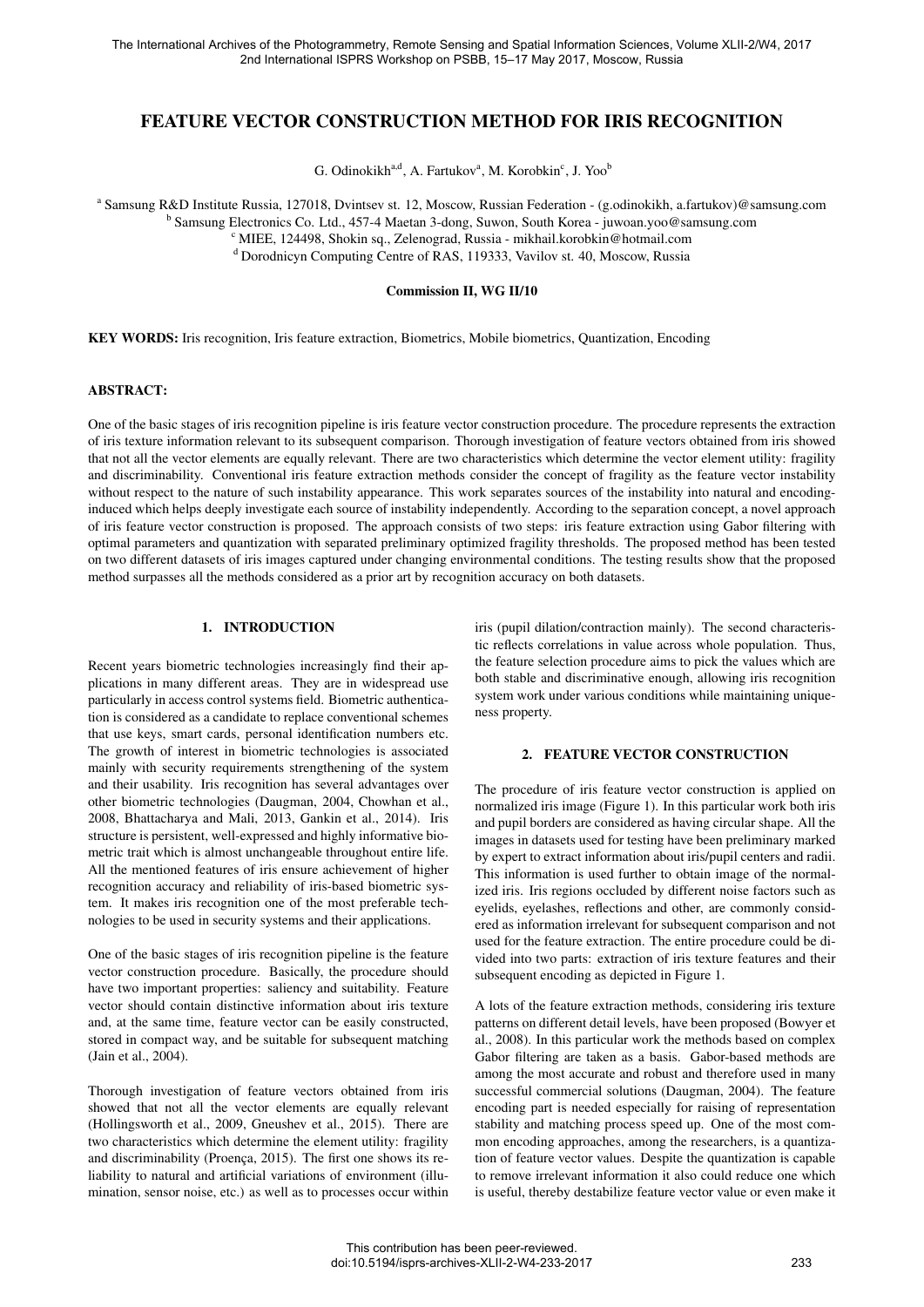# FEATURE VECTOR CONSTRUCTION METHOD FOR IRIS RECOGNITION

G. Odinokikh[a,d], A. Fartukov[a], M. Korobkin[c], J. Yoo[b]

[a] Samsung R&D Institute Russia, 127018, Dvintsev st. 12, Moscow, Russian Federation - (g.odinokikh, a.fartukov)@samsung.com
[b] Samsung Electronics Co. Ltd., 457-4 Maetan 3-dong, Suwon, South Korea - juwoan.yoo@samsung.com
[c] MIEE, 124498, Shokin sq., Zelenograd, Russia - mikhail.korobkin@hotmail.com
[d] Dorodnicyn Computing Centre of RAS, 119333, Vavilov st. 40, Moscow, Russia

**Commission II, WG II/10**

**KEY WORDS:** Iris recognition, Iris feature extraction, Biometrics, Mobile biometrics, Quantization, Encoding

## ABSTRACT:

One of the basic stages of iris recognition pipeline is iris feature vector construction procedure. The procedure represents the extraction of iris texture information relevant to its subsequent comparison. Thorough investigation of feature vectors obtained from iris showed that not all the vector elements are equally relevant. There are two characteristics which determine the vector element utility: fragility and discriminability. Conventional iris feature extraction methods consider the concept of fragility as the feature vector instability without respect to the nature of such instability appearance. This work separates sources of the instability into natural and encoding-induced which helps deeply investigate each source of instability independently. According to the separation concept, a novel approach of iris feature vector construction is proposed. The approach consists of two steps: iris feature extraction using Gabor filtering with optimal parameters and quantization with separated preliminary optimized fragility thresholds. The proposed method has been tested on two different datasets of iris images captured under changing environmental conditions. The testing results show that the proposed method surpasses all the methods considered as a prior art by recognition accuracy on both datasets.

## 1. INTRODUCTION

Recent years biometric technologies increasingly find their applications in many different areas. They are in widespread use particularly in access control systems field. Biometric authentication is considered as a candidate to replace conventional schemes that use keys, smart cards, personal identification numbers etc. The growth of interest in biometric technologies is associated mainly with security requirements strengthening of the system and their usability. Iris recognition has several advantages over other biometric technologies (Daugman, 2004, Chowhan et al., 2008, Bhattacharya and Mali, 2013, Gankin et al., 2014). Iris structure is persistent, well-expressed and highly informative biometric trait which is almost unchangeable throughout entire life. All the mentioned features of iris ensure achievement of higher recognition accuracy and reliability of iris-based biometric system. It makes iris recognition one of the most preferable technologies to be used in security systems and their applications.

One of the basic stages of iris recognition pipeline is the feature vector construction procedure. Basically, the procedure should have two important properties: saliency and suitability. Feature vector should contain distinctive information about iris texture and, at the same time, feature vector can be easily constructed, stored in compact way, and be suitable for subsequent matching (Jain et al., 2004).

Thorough investigation of feature vectors obtained from iris showed that not all the vector elements are equally relevant (Hollingsworth et al., 2009, Gneushev et al., 2015). There are two characteristics which determine the element utility: fragility and discriminability (Proença, 2015). The first one shows its reliability to natural and artificial variations of environment (illumination, sensor noise, etc.) as well as to processes occur within iris (pupil dilation/contraction mainly). The second characteristic reflects correlations in value across whole population. Thus, the feature selection procedure aims to pick the values which are both stable and discriminative enough, allowing iris recognition system work under various conditions while maintaining uniqueness property.

## 2. FEATURE VECTOR CONSTRUCTION

The procedure of iris feature vector construction is applied on normalized iris image (Figure 1). In this particular work both iris and pupil borders are considered as having circular shape. All the images in datasets used for testing have been preliminary marked by expert to extract information about iris/pupil centers and radii. This information is used further to obtain image of the normalized iris. Iris regions occluded by different noise factors such as eyelids, eyelashes, reflections and other, are commonly considered as information irrelevant for subsequent comparison and not used for the feature extraction. The entire procedure could be divided into two parts: extraction of iris texture features and their subsequent encoding as depicted in Figure 1.

A lots of the feature extraction methods, considering iris texture patterns on different detail levels, have been proposed (Bowyer et al., 2008). In this particular work the methods based on complex Gabor filtering are taken as a basis. Gabor-based methods are among the most accurate and robust and therefore used in many successful commercial solutions (Daugman, 2004). The feature encoding part is needed especially for raising of representation stability and matching process speed up. One of the most common encoding approaches, among the researchers, is a quantization of feature vector values. Despite the quantization is capable to remove irrelevant information it also could reduce one which is useful, thereby destabilize feature vector value or even make it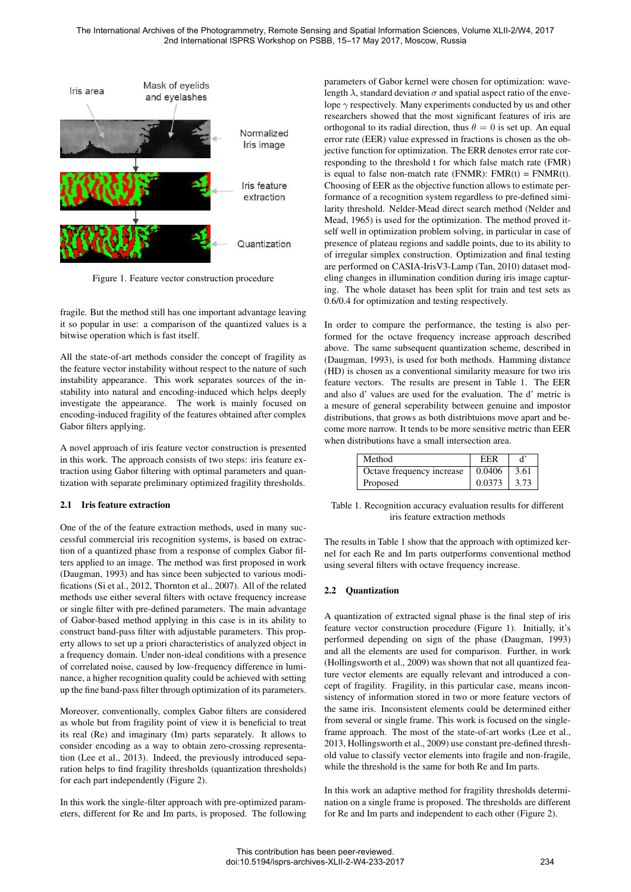Figure 1. Feature vector construction procedure

fragile. But the method still has one important advantage leaving it so popular in use: a comparison of the quantized values is a bitwise operation which is fast itself.

All the state-of-art methods consider the concept of fragility as the feature vector instability without respect to the nature of such instability appearance. This work separates sources of the instability into natural and encoding-induced which helps deeply investigate the appearance. The work is mainly focused on encoding-induced fragility of the features obtained after complex Gabor filters applying.

A novel approach of iris feature vector construction is presented in this work. The approach consists of two steps: iris feature extraction using Gabor filtering with optimal parameters and quantization with separate preliminary optimized fragility thresholds.

### 2.1 Iris feature extraction

One of the of the feature extraction methods, used in many successful commercial iris recognition systems, is based on extraction of a quantized phase from a response of complex Gabor filters applied to an image. The method was first proposed in work (Daugman, 1993) and has since been subjected to various modifications (Si et al., 2012, Thornton et al., 2007). All of the related methods use either several filters with octave frequency increase or single filter with pre-defined parameters. The main advantage of Gabor-based method applying in this case is in its ability to construct band-pass filter with adjustable parameters. This property allows to set up a priori characteristics of analyzed object in a frequency domain. Under non-ideal conditions with a presence of correlated noise, caused by low-frequency difference in luminance, a higher recognition quality could be achieved with setting up the fine band-pass filter through optimization of its parameters.

Moreover, conventionally, complex Gabor filters are considered as whole but from fragility point of view it is beneficial to treat its real (Re) and imaginary (Im) parts separately. It allows to consider encoding as a way to obtain zero-crossing representation (Lee et al., 2013). Indeed, the previously introduced separation helps to find fragility thresholds (quantization thresholds) for each part independently (Figure 2).

In this work the single-filter approach with pre-optimized parameters, different for Re and Im parts, is proposed. The following parameters of Gabor kernel were chosen for optimization: wavelength $\lambda$, standard deviation $\sigma$ and spatial aspect ratio of the envelope $\gamma$ respectively. Many experiments conducted by us and other researchers showed that the most significant features of iris are orthogonal to its radial direction, thus $\theta = 0$ is set up. An equal error rate (EER) value expressed in fractions is chosen as the objective function for optimization. The ERR denotes error rate corresponding to the threshold t for which false match rate (FMR) is equal to false non-match rate (FNMR): FMR(t) = FNMR(t). Choosing of EER as the objective function allows to estimate performance of a recognition system regardless to pre-defined similarity threshold. Nelder-Mead direct search method (Nelder and Mead, 1965) is used for the optimization. The method proved itself well in optimization problem solving, in particular in case of presence of plateau regions and saddle points, due to its ability to of irregular simplex construction. Optimization and final testing are performed on CASIA-IrisV3-Lamp (Tan, 2010) dataset modeling changes in illumination condition during iris image capturing. The whole dataset has been split for train and test sets as 0.6/0.4 for optimization and testing respectively.

In order to compare the performance, the testing is also performed for the octave frequency increase approach described above. The same subsequent quantization scheme, described in (Daugman, 1993), is used for both methods. Hamming distance (HD) is chosen as a conventional similarity measure for two iris feature vectors. The results are present in Table 1. The EER and also d' values are used for the evaluation. The d' metric is a mesure of general seperability between genuine and impostor distributions, that grows as both distribtuions move apart and become more narrow. It tends to be more sensitive metric than EER when distributions have a small intersection area.

| Method | EER | d' |
|---|---|---|
| Octave frequency increase | 0.0406 | 3.61 |
| Proposed | 0.0373 | 3.73 |

Table 1. Recognition accuracy evaluation results for different iris feature extraction methods

The results in Table 1 show that the approach with optimized kernel for each Re and Im parts outperforms conventional method using several filters with octave frequency increase.

### 2.2 Quantization

A quantization of extracted signal phase is the final step of iris feature vector construction procedure (Figure 1). Initially, it's performed depending on sign of the phase (Daugman, 1993) and all the elements are used for comparison. Further, in work (Hollingsworth et al., 2009) was shown that not all quantized feature vector elements are equally relevant and introduced a concept of fragility. Fragility, in this particular case, means inconsistency of information stored in two or more feature vectors of the same iris. Inconsistent elements could be determined either from several or single frame. This work is focused on the single-frame approach. The most of the state-of-art works (Lee et al., 2013, Hollingsworth et al., 2009) use constant pre-defined threshold value to classify vector elements into fragile and non-fragile, while the threshold is the same for both Re and Im parts.

In this work an adaptive method for fragility thresholds determination on a single frame is proposed. The thresholds are different for Re and Im parts and independent to each other (Figure 2).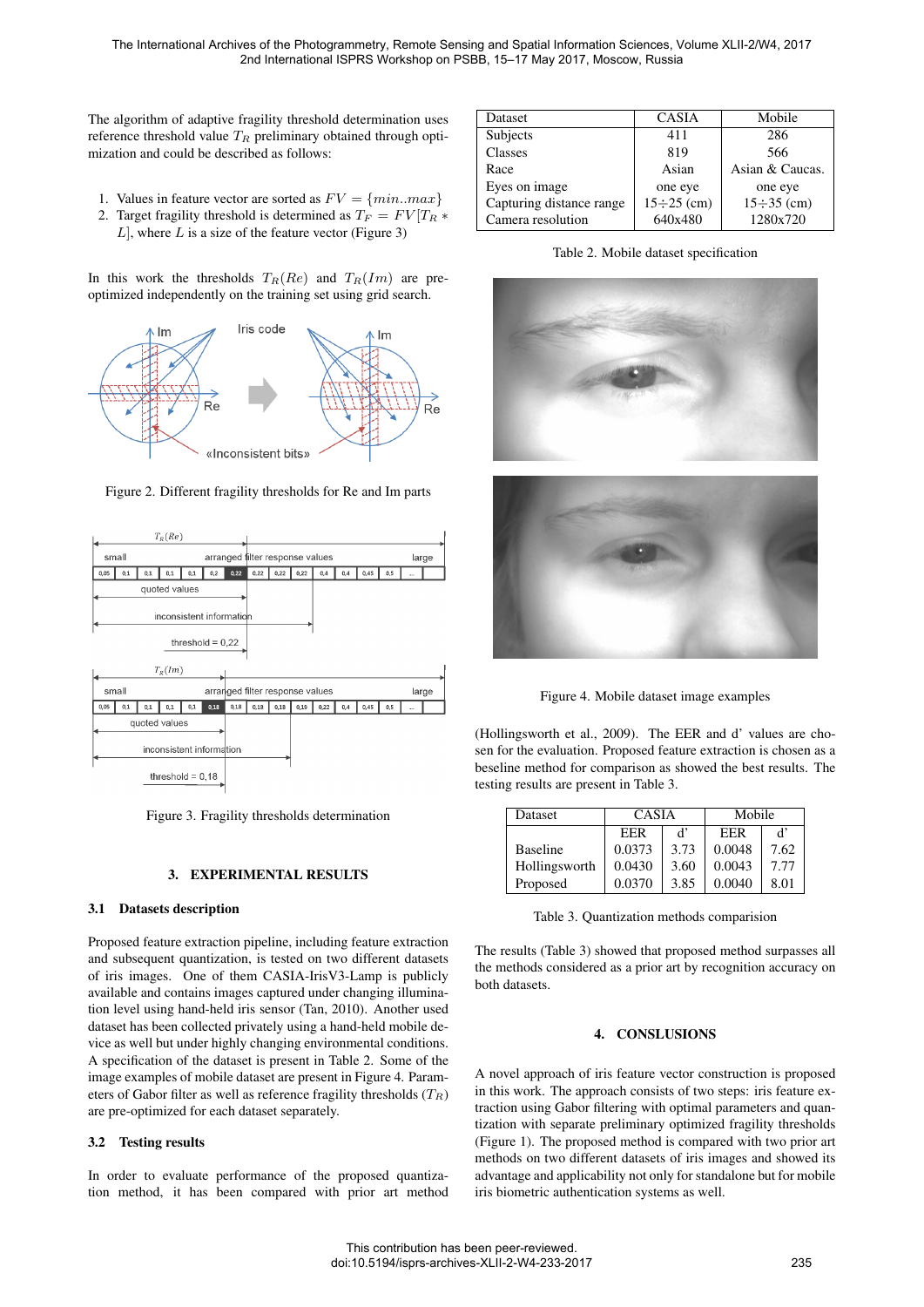The algorithm of adaptive fragility threshold determination uses reference threshold value $T_R$ preliminary obtained through optimization and could be described as follows:

1. Values in feature vector are sorted as $FV = \{min..max\}$
2. Target fragility threshold is determined as $T_F = FV[T_R * L]$, where $L$ is a size of the feature vector (Figure 3)

In this work the thresholds $T_R(Re)$ and $T_R(Im)$ are pre-optimized independently on the training set using grid search.

Figure 2. Different fragility thresholds for Re and Im parts

Figure 3. Fragility thresholds determination

## 3. EXPERIMENTAL RESULTS

### 3.1 Datasets description

Proposed feature extraction pipeline, including feature extraction and subsequent quantization, is tested on two different datasets of iris images. One of them CASIA-IrisV3-Lamp is publicly available and contains images captured under changing illumination level using hand-held iris sensor (Tan, 2010). Another used dataset has been collected privately using a hand-held mobile device as well but under highly changing environmental conditions. A specification of the dataset is present in Table 2. Some of the image examples of mobile dataset are present in Figure 4. Parameters of Gabor filter as well as reference fragility thresholds ($T_R$) are pre-optimized for each dataset separately.

### 3.2 Testing results

In order to evaluate performance of the proposed quantization method, it has been compared with prior art method (Hollingsworth et al., 2009). The EER and d' values are chosen for the evaluation. Proposed feature extraction is chosen as a beseline method for comparison as showed the best results. The testing results are present in Table 3.

| Dataset | CASIA | Mobile |
|---|---|---|
| Subjects | 411 | 286 |
| Classes | 819 | 566 |
| Race | Asian | Asian & Caucas. |
| Eyes on image | one eye | one eye |
| Capturing distance range | 15÷25 (cm) | 15÷35 (cm) |
| Camera resolution | 640x480 | 1280x720 |

Table 2. Mobile dataset specification

Figure 4. Mobile dataset image examples

| Dataset | CASIA | | Mobile | |
|---|---|---|---|---|
| | EER | d' | EER | d' |
| Baseline | 0.0373 | 3.73 | 0.0048 | 7.62 |
| Hollingsworth | 0.0430 | 3.60 | 0.0043 | 7.77 |
| Proposed | 0.0370 | 3.85 | 0.0040 | 8.01 |

Table 3. Quantization methods comparision

The results (Table 3) showed that proposed method surpasses all the methods considered as a prior art by recognition accuracy on both datasets.

## 4. CONSLUSIONS

A novel approach of iris feature vector construction is proposed in this work. The approach consists of two steps: iris feature extraction using Gabor filtering with optimal parameters and quantization with separate preliminary optimized fragility thresholds (Figure 1). The proposed method is compared with two prior art methods on two different datasets of iris images and showed its advantage and applicability not only for standalone but for mobile iris biometric authentication systems as well.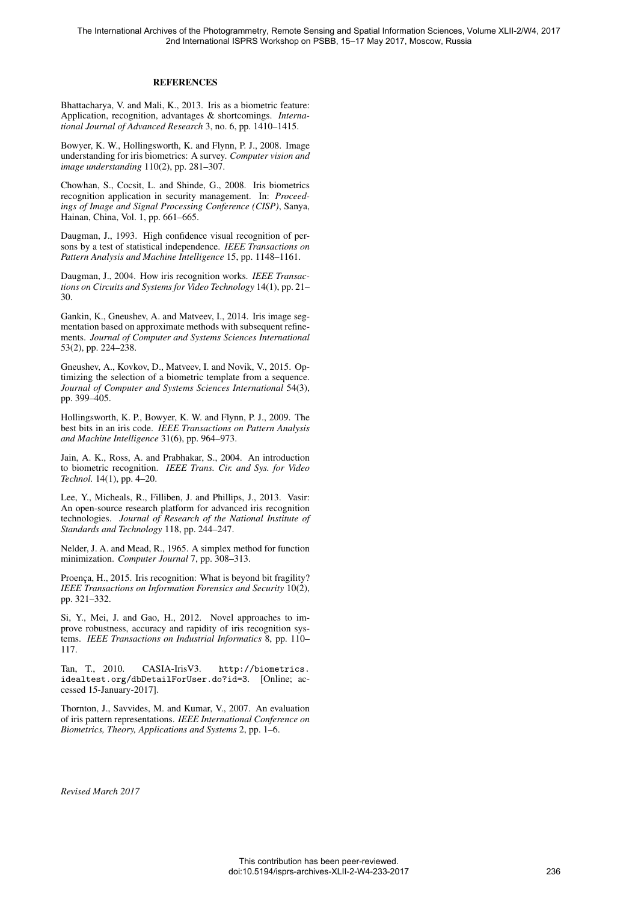## REFERENCES

Bhattacharya, V. and Mali, K., 2013. Iris as a biometric feature: Application, recognition, advantages & shortcomings. *International Journal of Advanced Research* 3, no. 6, pp. 1410–1415.

Bowyer, K. W., Hollingsworth, K. and Flynn, P. J., 2008. Image understanding for iris biometrics: A survey. *Computer vision and image understanding* 110(2), pp. 281–307.

Chowhan, S., Cocsit, L. and Shinde, G., 2008. Iris biometrics recognition application in security management. In: *Proceedings of Image and Signal Processing Conference (CISP)*, Sanya, Hainan, China, Vol. 1, pp. 661–665.

Daugman, J., 1993. High confidence visual recognition of persons by a test of statistical independence. *IEEE Transactions on Pattern Analysis and Machine Intelligence* 15, pp. 1148–1161.

Daugman, J., 2004. How iris recognition works. *IEEE Transactions on Circuits and Systems for Video Technology* 14(1), pp. 21–30.

Gankin, K., Gneushev, A. and Matveev, I., 2014. Iris image segmentation based on approximate methods with subsequent refinements. *Journal of Computer and Systems Sciences International* 53(2), pp. 224–238.

Gneushev, A., Kovkov, D., Matveev, I. and Novik, V., 2015. Optimizing the selection of a biometric template from a sequence. *Journal of Computer and Systems Sciences International* 54(3), pp. 399–405.

Hollingsworth, K. P., Bowyer, K. W. and Flynn, P. J., 2009. The best bits in an iris code. *IEEE Transactions on Pattern Analysis and Machine Intelligence* 31(6), pp. 964–973.

Jain, A. K., Ross, A. and Prabhakar, S., 2004. An introduction to biometric recognition. *IEEE Trans. Cir. and Sys. for Video Technol.* 14(1), pp. 4–20.

Lee, Y., Micheals, R., Filliben, J. and Phillips, J., 2013. Vasir: An open-source research platform for advanced iris recognition technologies. *Journal of Research of the National Institute of Standards and Technology* 118, pp. 244–247.

Nelder, J. A. and Mead, R., 1965. A simplex method for function minimization. *Computer Journal* 7, pp. 308–313.

Proença, H., 2015. Iris recognition: What is beyond bit fragility? *IEEE Transactions on Information Forensics and Security* 10(2), pp. 321–332.

Si, Y., Mei, J. and Gao, H., 2012. Novel approaches to improve robustness, accuracy and rapidity of iris recognition systems. *IEEE Transactions on Industrial Informatics* 8, pp. 110–117.

Tan, T., 2010. CASIA-IrisV3. `http://biometrics.idealtest.org/dbDetailForUser.do?id=3`. [Online; accessed 15-January-2017].

Thornton, J., Savvides, M. and Kumar, V., 2007. An evaluation of iris pattern representations. *IEEE International Conference on Biometrics, Theory, Applications and Systems* 2, pp. 1–6.

*Revised March 2017*